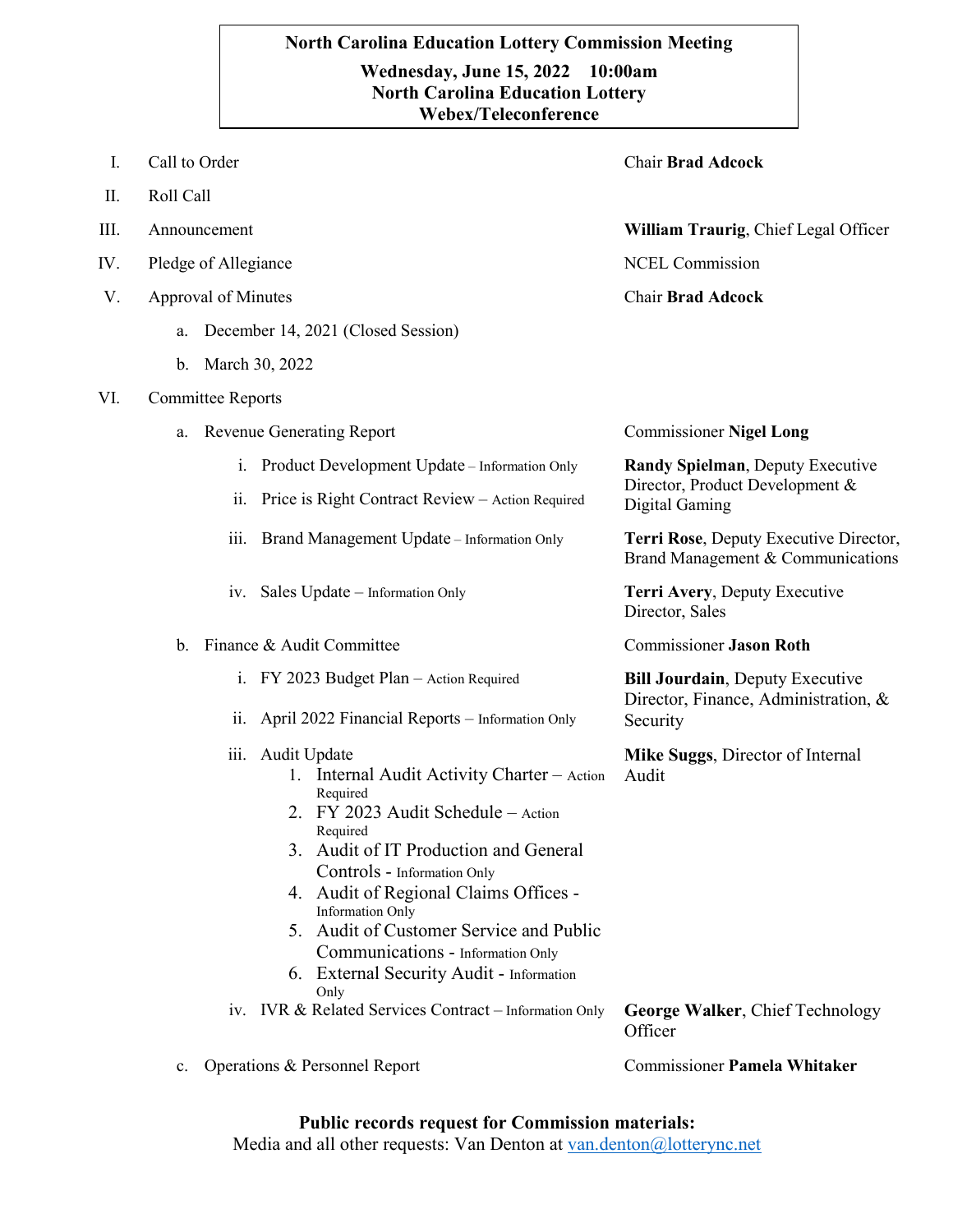# North Carolina Education Lottery Commission Meeting

**Wednesday, June 15, 2022 10:00am**
**North Carolina Education Lottery**
**Webex/Teleconference**

| | Item | Presenter |
|---|---|---|
| I. | Call to Order | Chair **Brad Adcock** |
| II. | Roll Call | |
| III. | Announcement | **William Traurig**, Chief Legal Officer |
| IV. | Pledge of Allegiance | NCEL Commission |
| V. | Approval of Minutes | Chair **Brad Adcock** |
| | a. December 14, 2021 (Closed Session) | |
| | b. March 30, 2022 | |
| VI. | Committee Reports | |
| | a. Revenue Generating Report | Commissioner **Nigel Long** |
| | i. Product Development Update – Information Only | **Randy Spielman**, Deputy Executive Director, Product Development & Digital Gaming |
| | ii. Price is Right Contract Review – Action Required | |
| | iii. Brand Management Update – Information Only | **Terri Rose**, Deputy Executive Director, Brand Management & Communications |
| | iv. Sales Update – Information Only | **Terri Avery**, Deputy Executive Director, Sales |
| | b. Finance & Audit Committee | Commissioner **Jason Roth** |
| | i. FY 2023 Budget Plan – Action Required | **Bill Jourdain**, Deputy Executive Director, Finance, Administration, & Security |
| | ii. April 2022 Financial Reports – Information Only | |
| | iii. Audit Update<br>1. Internal Audit Activity Charter – Action Required<br>2. FY 2023 Audit Schedule – Action Required<br>3. Audit of IT Production and General Controls - Information Only<br>4. Audit of Regional Claims Offices - Information Only<br>5. Audit of Customer Service and Public Communications - Information Only<br>6. External Security Audit - Information Only | **Mike Suggs**, Director of Internal Audit |
| | iv. IVR & Related Services Contract – Information Only | **George Walker**, Chief Technology Officer |
| | c. Operations & Personnel Report | Commissioner **Pamela Whitaker** |

**Public records request for Commission materials:**
Media and all other requests: Van Denton at van.denton@lotterync.net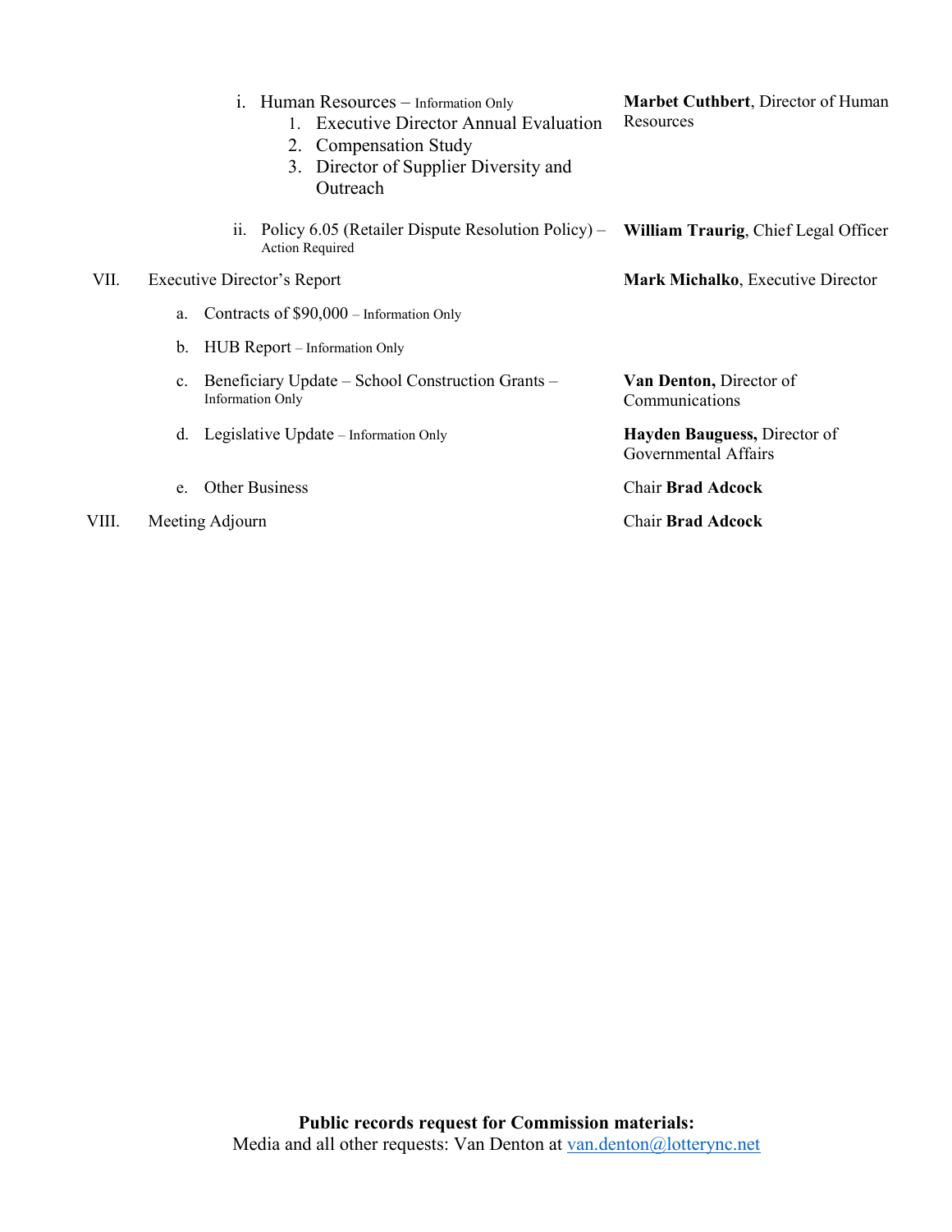- i. Human Resources – Information Only — **Marbet Cuthbert**, Director of Human Resources
  1. Executive Director Annual Evaluation
  2. Compensation Study
  3. Director of Supplier Diversity and Outreach
- ii. Policy 6.05 (Retailer Dispute Resolution Policy) – Action Required — **William Traurig**, Chief Legal Officer

VII. Executive Director's Report — **Mark Michalko**, Executive Director

- a. Contracts of $90,000 – Information Only
- b. HUB Report – Information Only
- c. Beneficiary Update – School Construction Grants – Information Only — **Van Denton,** Director of Communications
- d. Legislative Update – Information Only — **Hayden Bauguess,** Director of Governmental Affairs
- e. Other Business — Chair **Brad Adcock**

VIII. Meeting Adjourn — Chair **Brad Adcock**

**Public records request for Commission materials:**
Media and all other requests: Van Denton at van.denton@lotterync.net